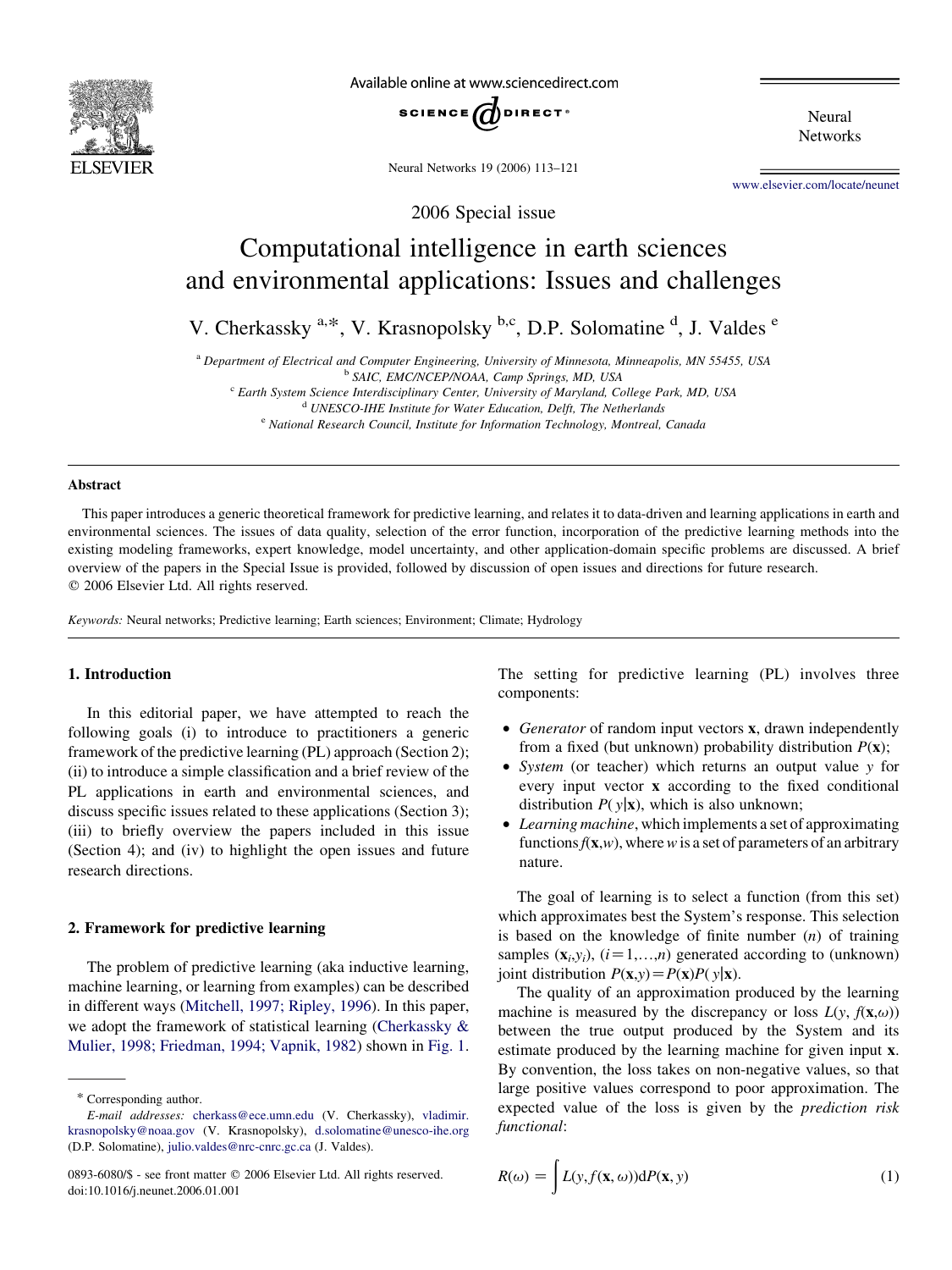2006 Special issue

# Computational intelligence in earth sciences and environmental applications: Issues and challenges

V. Cherkassky [a,*], V. Krasnopolsky [b,c], D.P. Solomatine [d], J. Valdes [e]

[a] Department of Electrical and Computer Engineering, University of Minnesota, Minneapolis, MN 55455, USA
[b] SAIC, EMC/NCEP/NOAA, Camp Springs, MD, USA
[c] Earth System Science Interdisciplinary Center, University of Maryland, College Park, MD, USA
[d] UNESCO-IHE Institute for Water Education, Delft, The Netherlands
[e] National Research Council, Institute for Information Technology, Montreal, Canada

## Abstract

This paper introduces a generic theoretical framework for predictive learning, and relates it to data-driven and learning applications in earth and environmental sciences. The issues of data quality, selection of the error function, incorporation of the predictive learning methods into the existing modeling frameworks, expert knowledge, model uncertainty, and other application-domain specific problems are discussed. A brief overview of the papers in the Special Issue is provided, followed by discussion of open issues and directions for future research.
© 2006 Elsevier Ltd. All rights reserved.

*Keywords:* Neural networks; Predictive learning; Earth sciences; Environment; Climate; Hydrology

## 1. Introduction

In this editorial paper, we have attempted to reach the following goals (i) to introduce to practitioners a generic framework of the predictive learning (PL) approach (Section 2); (ii) to introduce a simple classification and a brief review of the PL applications in earth and environmental sciences, and discuss specific issues related to these applications (Section 3); (iii) to briefly overview the papers included in this issue (Section 4); and (iv) to highlight the open issues and future research directions.

## 2. Framework for predictive learning

The problem of predictive learning (aka inductive learning, machine learning, or learning from examples) can be described in different ways (Mitchell, 1997; Ripley, 1996). In this paper, we adopt the framework of statistical learning (Cherkassky & Mulier, 1998; Friedman, 1994; Vapnik, 1982) shown in Fig. 1. The setting for predictive learning (PL) involves three components:

- *Generator* of random input vectors $\mathbf{x}$, drawn independently from a fixed (but unknown) probability distribution $P(\mathbf{x})$;
- *System* (or teacher) which returns an output value $y$ for every input vector $\mathbf{x}$ according to the fixed conditional distribution $P(y|\mathbf{x})$, which is also unknown;
- *Learning machine*, which implements a set of approximating functions $f(\mathbf{x},w)$, where $w$ is a set of parameters of an arbitrary nature.

The goal of learning is to select a function (from this set) which approximates best the System's response. This selection is based on the knowledge of finite number ($n$) of training samples $(\mathbf{x}_i,y_i)$, $(i=1,\ldots,n)$ generated according to (unknown) joint distribution $P(\mathbf{x},y)=P(\mathbf{x})P(y|\mathbf{x})$.

The quality of an approximation produced by the learning machine is measured by the discrepancy or loss $L(y, f(\mathbf{x},\omega))$ between the true output produced by the System and its estimate produced by the learning machine for given input $\mathbf{x}$. By convention, the loss takes on non-negative values, so that large positive values correspond to poor approximation. The expected value of the loss is given by the *prediction risk functional*:

$$R(\omega) = \int L(y, f(\mathbf{x}, \omega))\mathrm{d}P(\mathbf{x}, y) \quad (1)$$

---

* Corresponding author.
*E-mail addresses:* cherkass@ece.umn.edu (V. Cherkassky), vladimir.krasnopolsky@noaa.gov (V. Krasnopolsky), d.solomatine@unesco-ihe.org (D.P. Solomatine), julio.valdes@nrc-cnrc.gc.ca (J. Valdes).

0893-6080/$ - see front matter © 2006 Elsevier Ltd. All rights reserved.
doi:10.1016/j.neunet.2006.01.001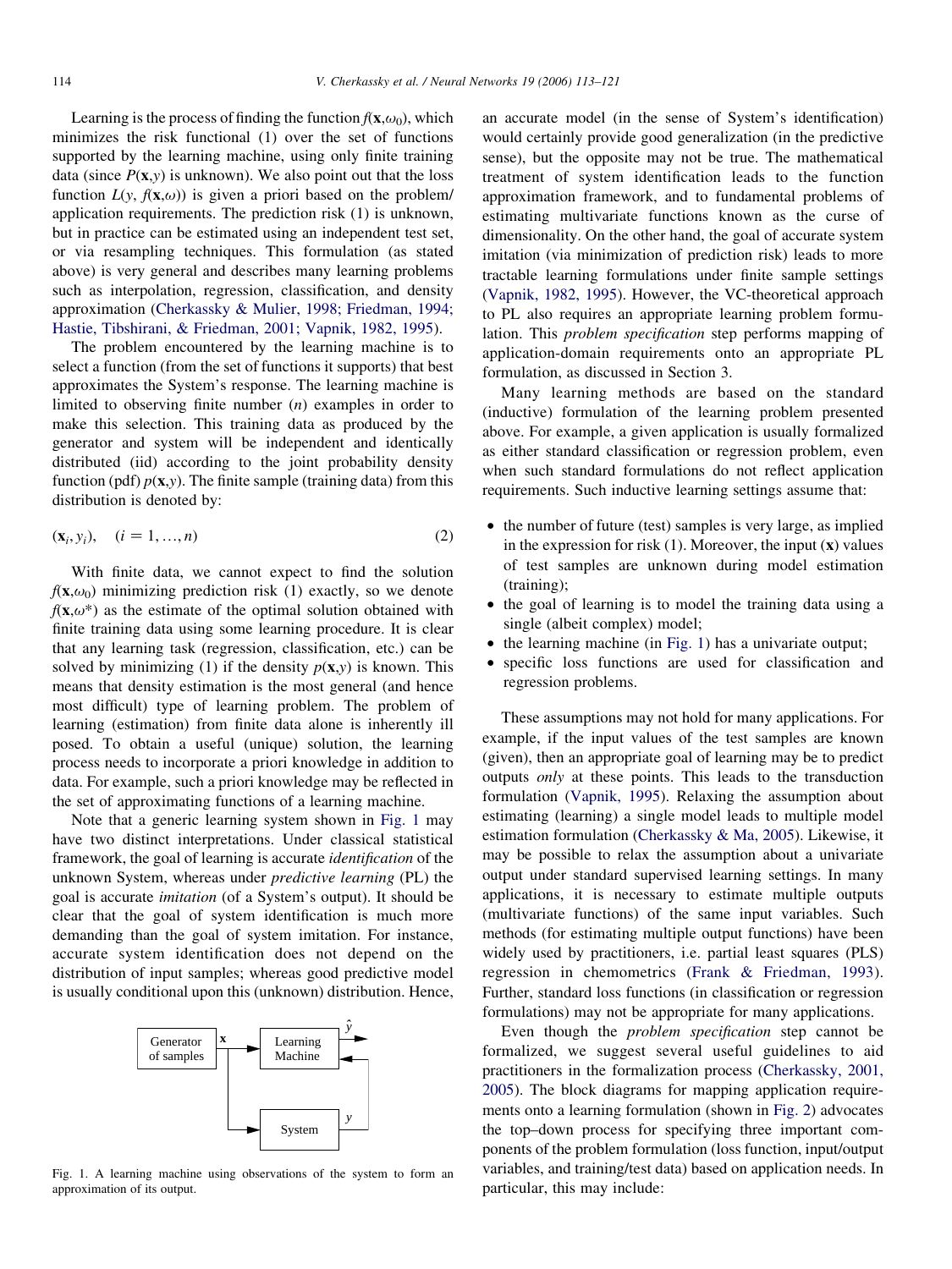Learning is the process of finding the function $f(\mathbf{x},\omega_0)$, which minimizes the risk functional (1) over the set of functions supported by the learning machine, using only finite training data (since $P(\mathbf{x},y)$ is unknown). We also point out that the loss function $L(y, f(\mathbf{x},\omega))$ is given a priori based on the problem/application requirements. The prediction risk (1) is unknown, but in practice can be estimated using an independent test set, or via resampling techniques. This formulation (as stated above) is very general and describes many learning problems such as interpolation, regression, classification, and density approximation (Cherkassky & Mulier, 1998; Friedman, 1994; Hastie, Tibshirani, & Friedman, 2001; Vapnik, 1982, 1995).

The problem encountered by the learning machine is to select a function (from the set of functions it supports) that best approximates the System's response. The learning machine is limited to observing finite number ($n$) examples in order to make this selection. This training data as produced by the generator and system will be independent and identically distributed (iid) according to the joint probability density function (pdf) $p(\mathbf{x},y)$. The finite sample (training data) from this distribution is denoted by:

$$(\mathbf{x}_i, y_i), \quad (i = 1, \ldots, n) \tag{2}$$

With finite data, we cannot expect to find the solution $f(\mathbf{x},\omega_0)$ minimizing prediction risk (1) exactly, so we denote $f(\mathbf{x},\omega^*)$ as the estimate of the optimal solution obtained with finite training data using some learning procedure. It is clear that any learning task (regression, classification, etc.) can be solved by minimizing (1) if the density $p(\mathbf{x},y)$ is known. This means that density estimation is the most general (and hence most difficult) type of learning problem. The problem of learning (estimation) from finite data alone is inherently ill posed. To obtain a useful (unique) solution, the learning process needs to incorporate a priori knowledge in addition to data. For example, such a priori knowledge may be reflected in the set of approximating functions of a learning machine.

Note that a generic learning system shown in Fig. 1 may have two distinct interpretations. Under classical statistical framework, the goal of learning is accurate *identification* of the unknown System, whereas under *predictive learning* (PL) the goal is accurate *imitation* (of a System's output). It should be clear that the goal of system identification is much more demanding than the goal of system imitation. For instance, accurate system identification does not depend on the distribution of input samples; whereas good predictive model is usually conditional upon this (unknown) distribution. Hence,

Generator of samples

x

Learning Machine

$\hat{y}$

System

$y$

Fig. 1. A learning machine using observations of the system to form an approximation of its output.

an accurate model (in the sense of System's identification) would certainly provide good generalization (in the predictive sense), but the opposite may not be true. The mathematical treatment of system identification leads to the function approximation framework, and to fundamental problems of estimating multivariate functions known as the curse of dimensionality. On the other hand, the goal of accurate system imitation (via minimization of prediction risk) leads to more tractable learning formulations under finite sample settings (Vapnik, 1982, 1995). However, the VC-theoretical approach to PL also requires an appropriate learning problem formulation. This *problem specification* step performs mapping of application-domain requirements onto an appropriate PL formulation, as discussed in Section 3.

Many learning methods are based on the standard (inductive) formulation of the learning problem presented above. For example, a given application is usually formalized as either standard classification or regression problem, even when such standard formulations do not reflect application requirements. Such inductive learning settings assume that:

- the number of future (test) samples is very large, as implied in the expression for risk (1). Moreover, the input ($\mathbf{x}$) values of test samples are unknown during model estimation (training);
- the goal of learning is to model the training data using a single (albeit complex) model;
- the learning machine (in Fig. 1) has a univariate output;
- specific loss functions are used for classification and regression problems.

These assumptions may not hold for many applications. For example, if the input values of the test samples are known (given), then an appropriate goal of learning may be to predict outputs *only* at these points. This leads to the transduction formulation (Vapnik, 1995). Relaxing the assumption about estimating (learning) a single model leads to multiple model estimation formulation (Cherkassky & Ma, 2005). Likewise, it may be possible to relax the assumption about a univariate output under standard supervised learning settings. In many applications, it is necessary to estimate multiple outputs (multivariate functions) of the same input variables. Such methods (for estimating multiple output functions) have been widely used by practitioners, i.e. partial least squares (PLS) regression in chemometrics (Frank & Friedman, 1993). Further, standard loss functions (in classification or regression formulations) may not be appropriate for many applications.

Even though the *problem specification* step cannot be formalized, we suggest several useful guidelines to aid practitioners in the formalization process (Cherkassky, 2001, 2005). The block diagrams for mapping application requirements onto a learning formulation (shown in Fig. 2) advocates the top–down process for specifying three important components of the problem formulation (loss function, input/output variables, and training/test data) based on application needs. In particular, this may include: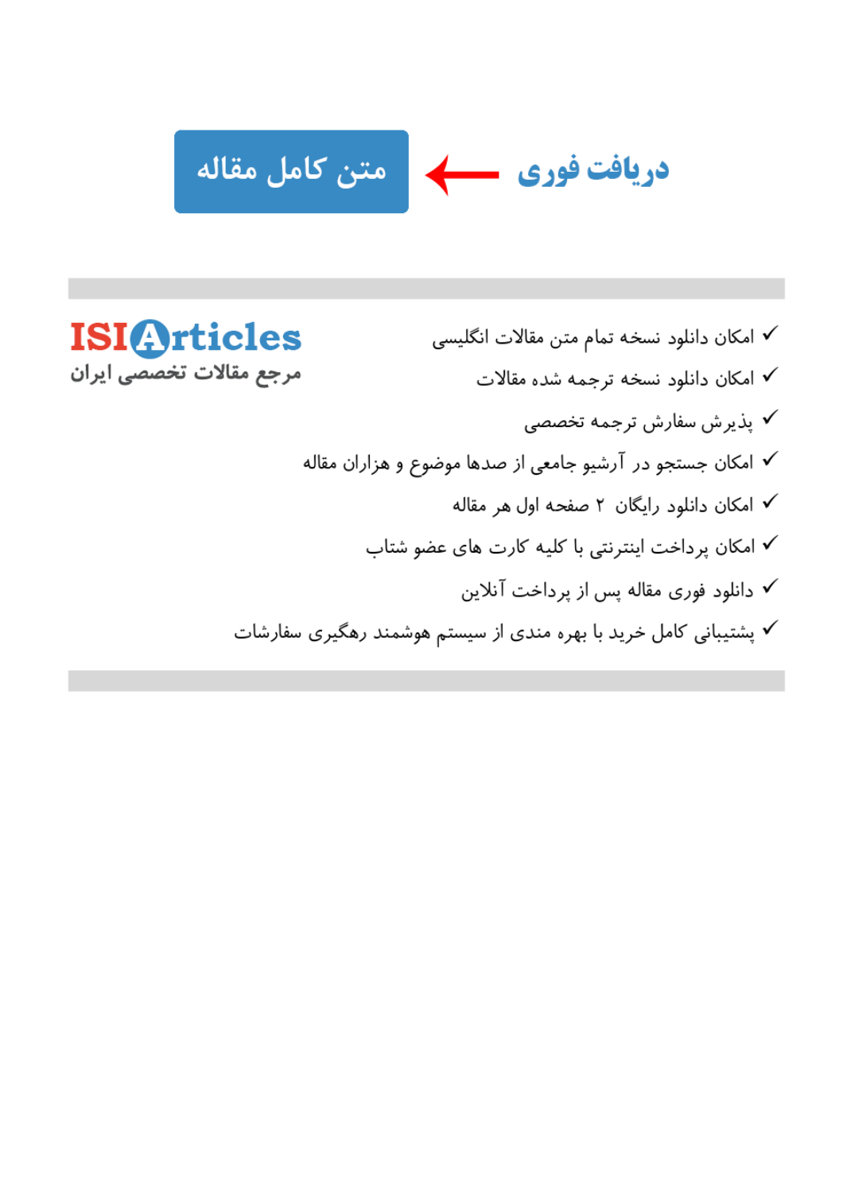دریافت فوری ← **متن کامل مقاله**

**ISIArticles**
مرجع مقالات تخصصی ایران

- ✓ امکان دانلود نسخه تمام متن مقالات انگلیسی
- ✓ امکان دانلود نسخه ترجمه شده مقالات
- ✓ پذیرش سفارش ترجمه تخصصی
- ✓ امکان جستجو در آرشیو جامعی از صدها موضوع و هزاران مقاله
- ✓ امکان دانلود رایگان ۲ صفحه اول هر مقاله
- ✓ امکان پرداخت اینترنتی با کلیه کارت های عضو شتاب
- ✓ دانلود فوری مقاله پس از پرداخت آنلاین
- ✓ پشتیبانی کامل خرید با بهره مندی از سیستم هوشمند رهگیری سفارشات